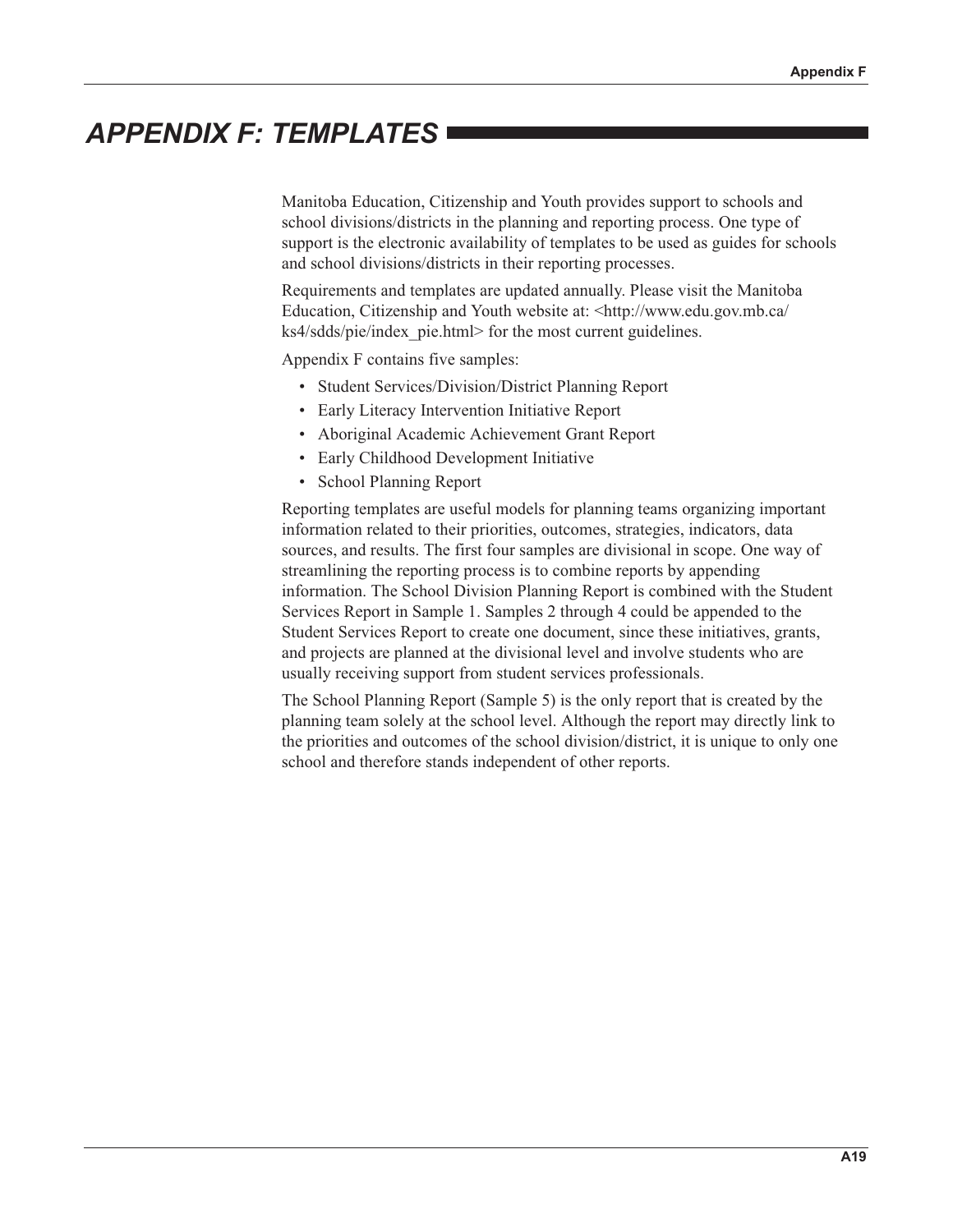# *APPENDIX F: TEMPLATES*

Manitoba Education, Citizenship and Youth provides support to schools and school divisions/districts in the planning and reporting process. One type of support is the electronic availability of templates to be used as guides for schools and school divisions/districts in their reporting processes.

Requirements and templates are updated annually. Please visit the Manitoba Education, Citizenship and Youth website at: <http://www.edu.gov.mb.ca/ks4/sdds/pie/index_pie.html> for the most current guidelines.

Appendix F contains five samples:

- Student Services/Division/District Planning Report
- Early Literacy Intervention Initiative Report
- Aboriginal Academic Achievement Grant Report
- Early Childhood Development Initiative
- School Planning Report

Reporting templates are useful models for planning teams organizing important information related to their priorities, outcomes, strategies, indicators, data sources, and results. The first four samples are divisional in scope. One way of streamlining the reporting process is to combine reports by appending information. The School Division Planning Report is combined with the Student Services Report in Sample 1. Samples 2 through 4 could be appended to the Student Services Report to create one document, since these initiatives, grants, and projects are planned at the divisional level and involve students who are usually receiving support from student services professionals.

The School Planning Report (Sample 5) is the only report that is created by the planning team solely at the school level. Although the report may directly link to the priorities and outcomes of the school division/district, it is unique to only one school and therefore stands independent of other reports.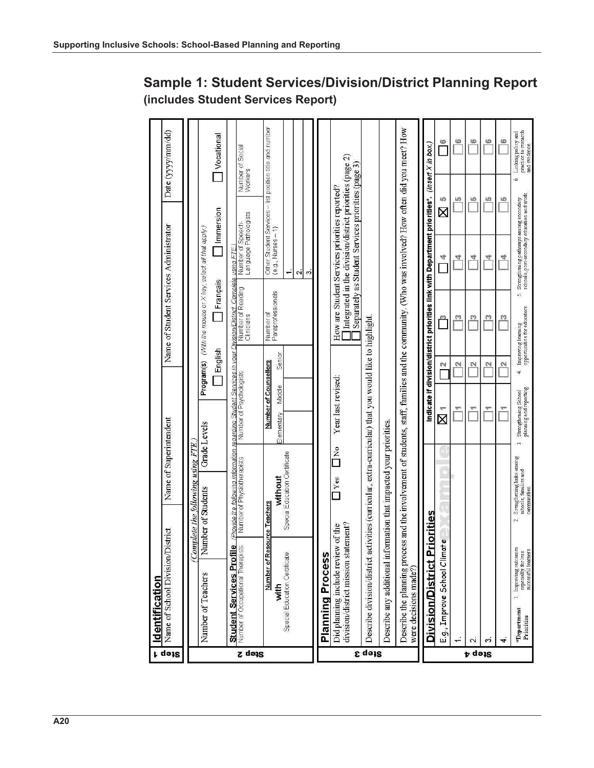# Sample 1: Student Services/Division/District Planning Report

## (includes Student Services Report)

### Step 1 — Identification

| Name of School Division/District | Name of Superintendent | Name of Student Services Administrator | Date (yyyy/mm/dd) |
|---|---|---|---|
| | | | |

### Step 2

*(Complete the following using FTE.)*

| Number of Teachers | Number of Students | Grade Levels | Program(s) *(With the mouse or X key, select all that apply.)* |
|---|---|---|---|
| | | | ☐ English ☐ Français ☐ Immersion ☐ Vocational |

**Student Services Profile** *(Provide the following information regarding Student Services in your Division/District. Complete using FTE.)*

| Number of Occupational Therapists | Number of Physiotherapists | Number of Psychologists | Number of Reading Clinicians | Number of Speech-Language Pathologists | Number of Social Workers |
|---|---|---|---|---|---|
| | | | | | |

| Number of Resource Teachers | | Number of Counsellors | | | Number of Paraprofessionals | Other Student Services – list position title and number (e.g., Nurses – 1) |
|---|---|---|---|---|---|---|
| **with** Special Education Certificate | **without** Special Education Certificate | Elementary | Middle | Senior | | 1. |
| | | | | | | 2. |
| | | | | | | 3. |

### Step 3 — Planning Process

Did planning include review of the division/district mission statement? ☐ Yes ☐ No Year last revised:

How are Student Services priorities reported?
☐ Integrated in the division/district priorities (page 2)
☐ Separately as Student Services priorities (page 3)

Describe division/district activities (curricular, extra-curricular) that you would like to highlight.

Describe any additional information that impacted your priorities.

Describe the planning process and the involvement of students, staff, families and the community. (Who was involved? How often did you meet? How were decisions made?)

### Step 4 — Division/District Priorities

| Division/District Priorities | Indicate if division/district priorities link with Department priorities*. *(Insert X in box.)* | | | | | |
|---|---|---|---|---|---|---|
| E.g., Improve School Climate *(example)* | ☒ 1 | ☐ 2 | ☐ 3 | ☐ 4 | ☒ 5 | ☐ 6 |
| 1. | ☐ 1 | ☐ 2 | ☐ 3 | ☐ 4 | ☐ 5 | ☐ 6 |
| 2. | ☐ 1 | ☐ 2 | ☐ 3 | ☐ 4 | ☐ 5 | ☐ 6 |
| 3. | ☐ 1 | ☐ 2 | ☐ 3 | ☐ 4 | ☐ 5 | ☐ 6 |
| 4. | ☐ 1 | ☐ 2 | ☐ 3 | ☐ 4 | ☐ 5 | ☐ 6 |

*Department Priorities: 1. Improving outcomes especially for less successful learners 2. Strengthening links among schools, families and communities 3. Strengthening School planning and reporting 4. Improving learning opportunities for educators 5. Strengthening pathways among secondary schools, post-secondary education and work 6. Linking policy and practice to research and evidence.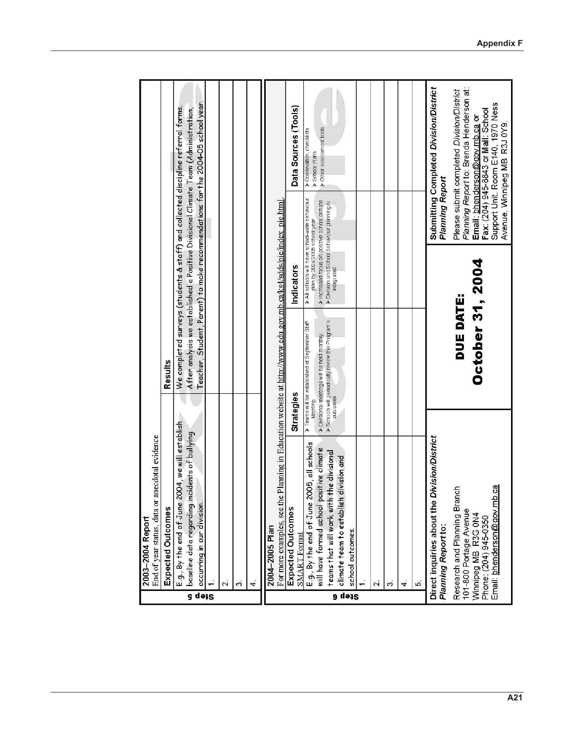## Step 5

**2003–2004 Report**

End of year status, data or anecdotal evidence

| Expected Outcomes | Results |
|---|---|
| E.g., By the end of June 2004, we will establish baseline data regarding incidents of bullying occurring in our division. | We completed surveys (students & staff) and collected discipline referral forms. After analysis we established a Positive Divisional Climate Team (Administration, Teacher, Student, Parent) to make recommendations for the 2004-05 school year. |
| 1. | |
| 2. | |
| 3. | |
| 4. | |

## Step 6

**2004–2005 Plan**

For more examples, see the Planning in Education website at http://www.edu.gov.mb.ca/ks4/sds/pie/index_pie.html.

| Expected Outcomes<br>SMART Format | Strategies | Indicators | Data Sources (Tools) |
|---|---|---|---|
| E.g., By the end of June 2005, all schools will have formed school positive climate teams that will work with the divisional climate team to establish division and school outcomes. | ➢ Teams will be established at September Staff Meeting<br>➢ Divisional meetings will be held monthly<br>➢ Schools will periodically review the Program's outcomes | ➢ All schools will have school-wide behaviour plan by 2004/2005 school year<br>➢ Increased focus on positive school climate<br>➢ Division and School behaviour planning is integrated | ➢ Observation, checklists<br>➢ School Plans<br>➢ Other assessment tools |
| 1. | | | |
| 2. | | | |
| 3. | | | |
| 4. | | | |
| 5. | | | |

**Direct inquiries about the *Division/District Planning Report* to:**

Research and Planning Branch
101-800 Portage Avenue
Winnipeg MB R3G 0N4
Phone: (204) 945-0350
Email: bhenderson@gov.mb.ca

**DUE DATE:**
**October 31, 2004**

**Submitting Completed *Division/District Planning Report***

Please submit completed *Division/District Planning Report* to: Brenda Henderson at:
**Email:** bhenderson@gov.mb.ca or
**Fax:** (204) 945-8843 or **Mail:** School Support Unit, Room E140, 1970 Ness Avenue, Winnipeg MB R3J 0Y9.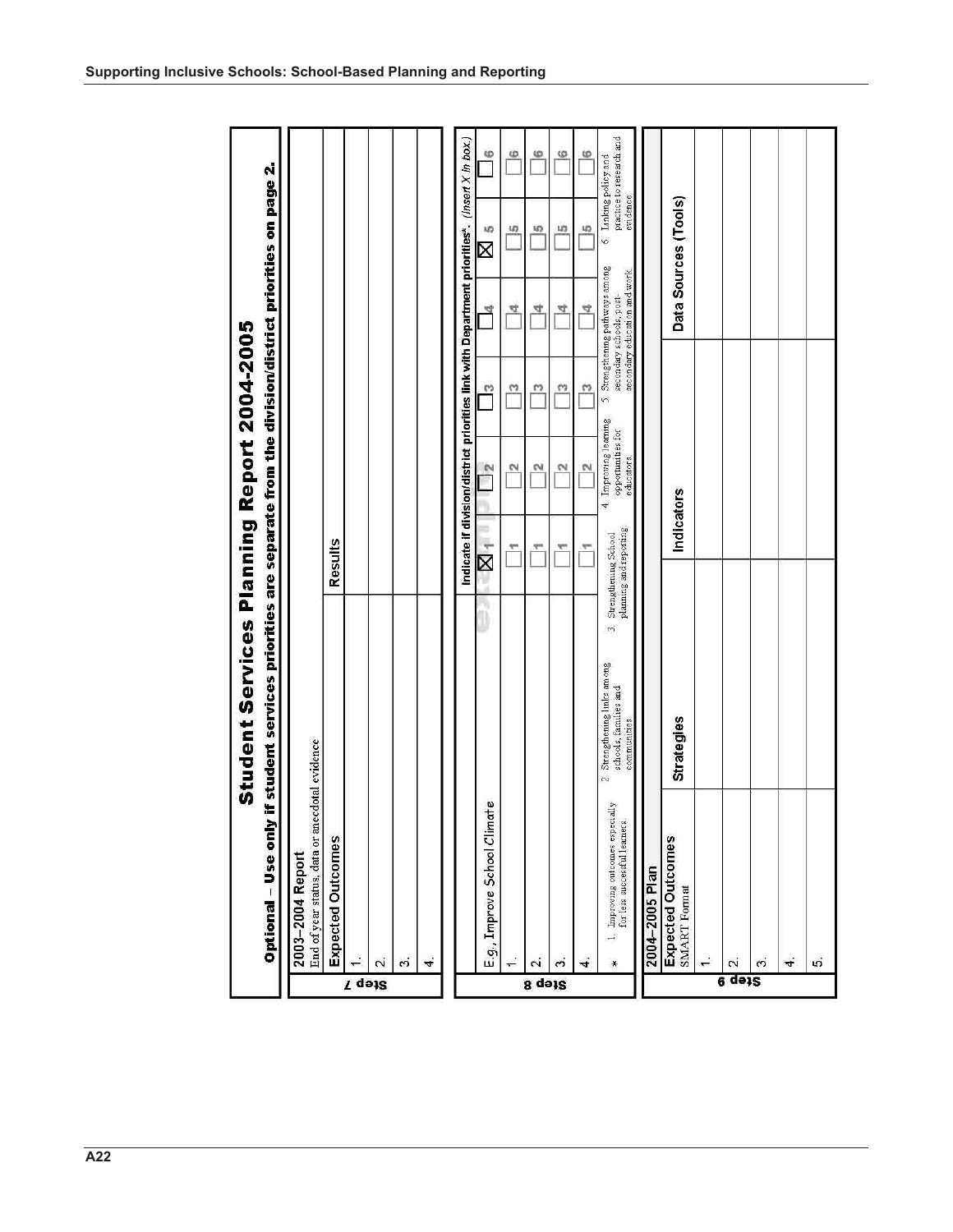# Student Services Planning Report 2004-2005

**Optional – Use only if student services priorities are separate from the division/district priorities on page 2.**

**Step 7**

**2003–2004 Report**
End of year status, data or anecdotal evidence

| Expected Outcomes | Results |
|---|---|
| 1. | |
| 2. | |
| 3. | |
| 4. | |

**Step 8**

| | Indicate if division/district priorities link with Department priorities*. *(Insert X in box.)* | | | | | |
|---|---|---|---|---|---|---|
| E.g., Improve School Climate | ☒ 1 | ☐ 2 | ☐ 3 | ☐ 4 | ☒ 5 | ☐ 6 |
| 1. | ☐ 1 | ☐ 2 | ☐ 3 | ☐ 4 | ☐ 5 | ☐ 6 |
| 2. | ☐ 1 | ☐ 2 | ☐ 3 | ☐ 4 | ☐ 5 | ☐ 6 |
| 3. | ☐ 1 | ☐ 2 | ☐ 3 | ☐ 4 | ☐ 5 | ☐ 6 |
| 4. | ☐ 1 | ☐ 2 | ☐ 3 | ☐ 4 | ☐ 5 | ☐ 6 |

\* 1. Improving outcomes especially for less successful learners
2. Strengthening links among schools, families and communities
3. Strengthening School planning and reporting
4. Improving learning opportunities for educators
5. Strengthening pathways among secondary schools, post-secondary education and work
6. Linking policy and practice to research and evidence

**Step 9**

**2004–2005 Plan**

| Expected Outcomes SMART Format | Strategies | Indicators | Data Sources (Tools) |
|---|---|---|---|
| 1. | | | |
| 2. | | | |
| 3. | | | |
| 4. | | | |
| 5. | | | |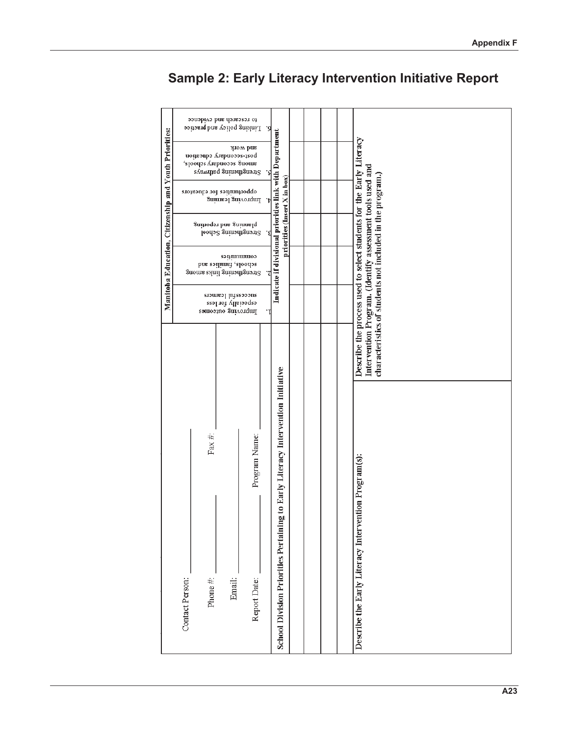# Sample 2: Early Literacy Intervention Initiative Report

Contact Person: \_\_\_\_\_\_\_\_\_\_\_\_\_\_\_\_\_\_\_\_\_\_\_\_\_\_\_\_\_\_\_\_\_\_\_\_\_\_\_\_\_\_\_\_

Phone #: \_\_\_\_\_\_\_\_\_\_\_\_\_\_\_\_\_\_\_\_ Fax #: \_\_\_\_\_\_\_\_\_\_\_\_\_\_\_\_\_\_\_\_

Email: \_\_\_\_\_\_\_\_\_\_\_\_\_\_\_\_\_\_\_\_\_\_\_\_\_\_\_\_\_\_\_\_\_\_\_\_\_\_\_\_\_\_\_\_

Report Date: \_\_\_\_\_\_\_\_\_\_\_\_\_\_\_\_ Program Name: \_\_\_\_\_\_\_\_\_\_\_\_\_\_\_\_

| School Division Priorities Pertaining to Early Literacy Intervention Initiative | Manitoba Education, Citizenship and Youth Priorities: 1. Improving outcomes especially for less successful learners | 2. Strengthening links among schools, families and communities | 3. Strengthening School planning and reporting | 4. Improving learning opportunities for educators | 5. Strengthening pathways among secondary schools, post-secondary education and work | 6. Linking policy and practice to research and evidence |
|---|---|---|---|---|---|---|
| | Indicate if divisional priorities link with Department priorities (Insert X in box) | | | | | |
| | | | | | | |
| | | | | | | |
| | | | | | | |
| | | | | | | |

| Describe the Early Literacy Intervention Program(s): | Describe the process used to select students for the Early Literacy Intervention Program. (Identify assessment tools used and characteristics of students not included in the program.) |
|---|---|
| | |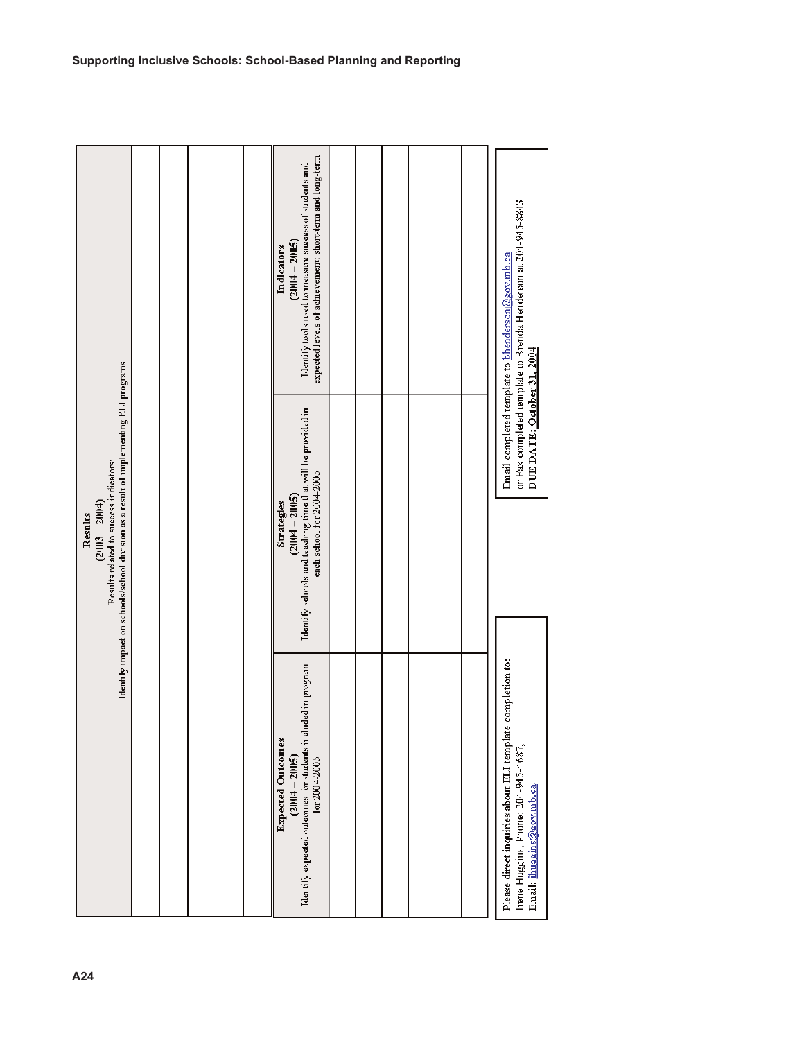| **Results** **(2003 – 2004)** Results related to success indicators: Identify impact on schools/school division as a result of implementing ELI programs | | |
|---|---|---|
| | | |
| | | |
| | | |
| | | |
| | | |

| **Expected Outcomes** **(2004 – 2005)** Identify expected outcomes for students included in program for 2004-2005 | **Strategies** **(2004 – 2005)** Identify schools and teaching time that will be provided in each school for 2004-2005 | **Indicators** **(2004 – 2005)** Identify tools used to measure success of students and expected levels of achievement: short-term and long-term |
|---|---|---|
| | | |
| | | |
| | | |
| | | |
| | | |
| | | |

Please direct inquiries about ELI template completion to:
Irene Huggins, Phone: 204-945-4687,
Email: ihuggins@gov.mb.ca

Email completed template to bhenderson@gov.mb.ca
or Fax completed template to Brenda Henderson at 204-945-8843
**DUE DATE: October 31, 2004**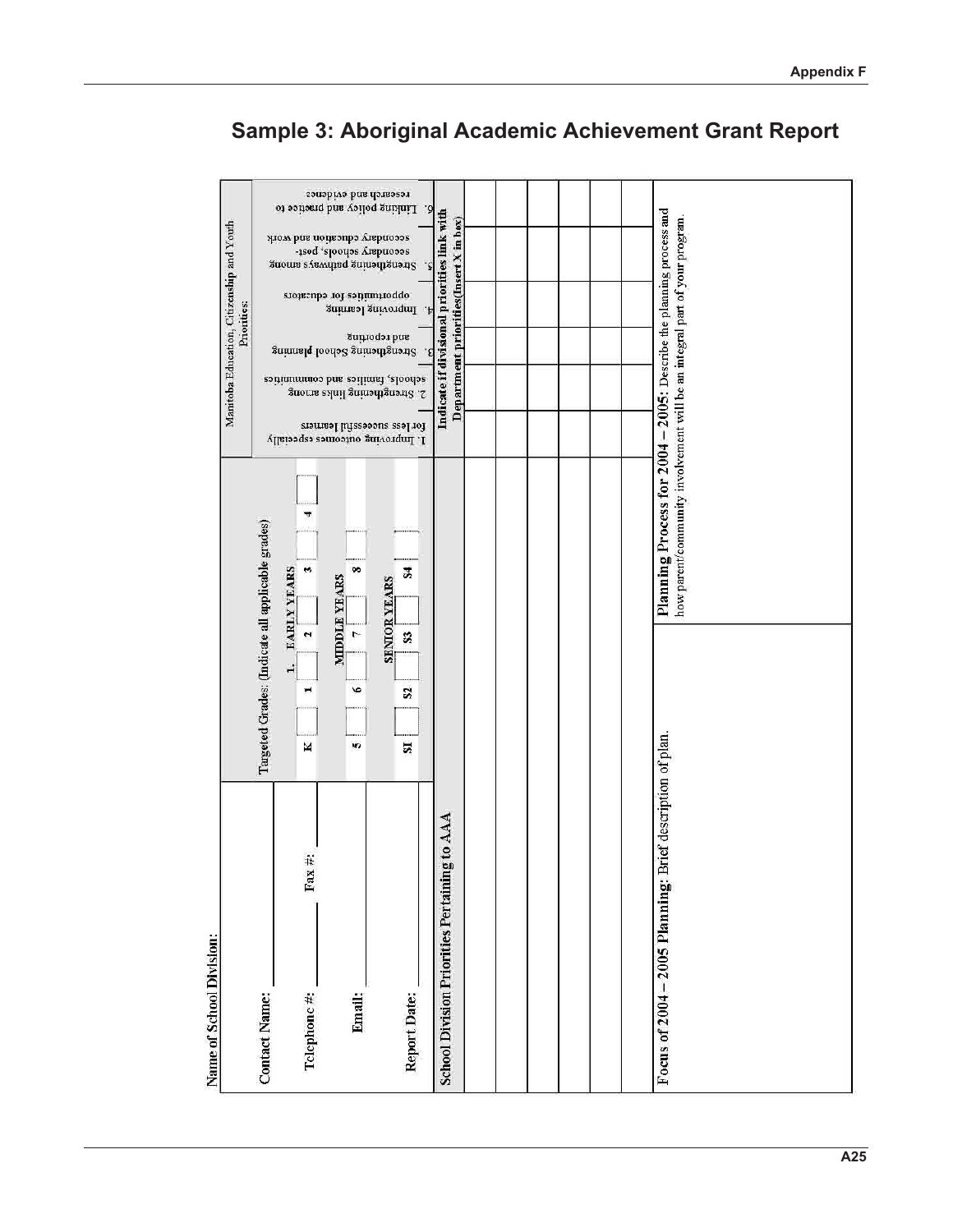# Sample 3: Aboriginal Academic Achievement Grant Report

Name of School Division:

| Contact Name: | Targeted Grades: (Indicate all applicable grades) | | | | Manitoba Education, Citizenship and Youth Priorities: | | | | | |
|---|---|---|---|---|---|---|---|---|---|---|
| | 1. EARLY YEARS | | | | | | | | | |
| Telephone #: Fax #: | K | 1 | 2 | 3 4 | | | | | | |
| | MIDDLE YEARS | | | | | | | | | |
| Email: | 5 | 6 | 7 | 8 | | | | | | |
| | SENIOR YEARS | | | | | | | | | |
| Report Date: | SI | S2 | S3 | S4 | 1. Improving outcomes especially for less successful learners | 2. Strengthening links among schools, families and communities | 3. Strengthening School planning and reporting | 4. Improving learning opportunities for educators | 5. Strengthening pathways among secondary schools, post-secondary education and work | 6. Linking policy and practice to research and evidence |
| School Division Priorities Pertaining to AAA | | | | | Indicate if divisional priorities link with Department priorities(Insert X in box) | | | | | |
| | | | | | | | | | | |
| | | | | | | | | | | |
| | | | | | | | | | | |
| | | | | | | | | | | |
| | | | | | | | | | | |
| | | | | | | | | | | |

| Focus of 2004 – 2005 Planning: Brief description of plan. | Planning Process for 2004 – 2005: Describe the planning process and how parent/community involvement will be an integral part of your program. |
|---|---|
| | |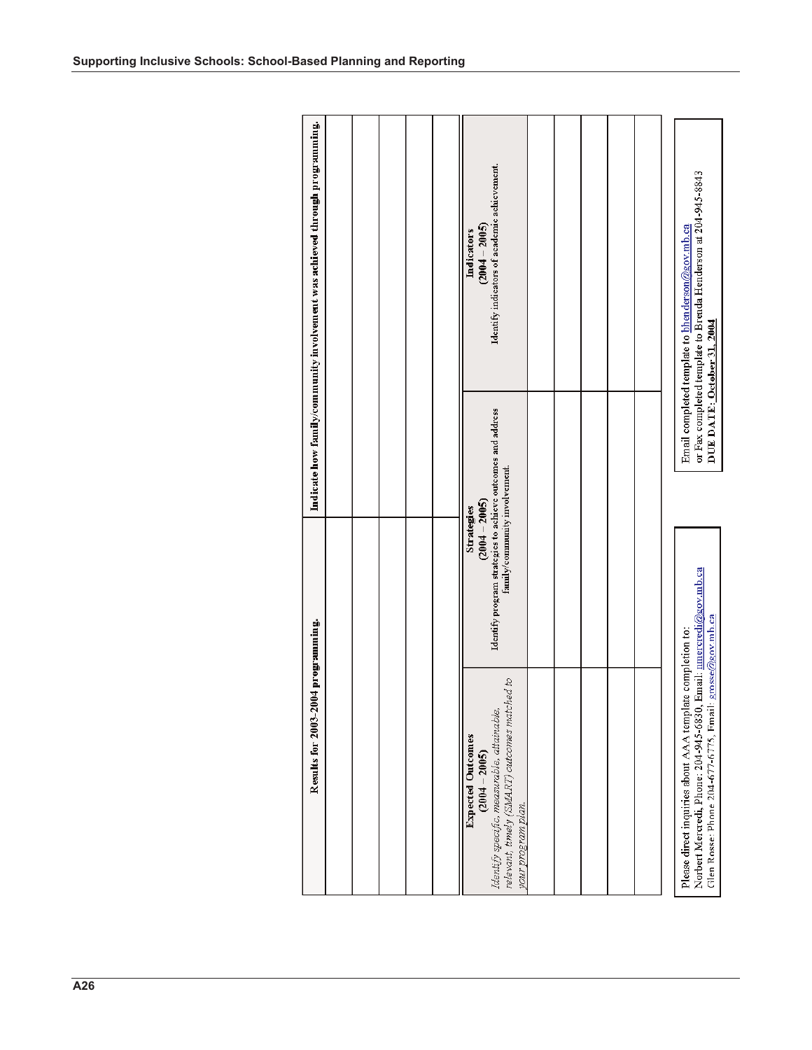| Results for 2003-2004 programming. | Indicate how family/community involvement was achieved through programming. |
|---|---|
| | |
| | |
| | |
| | |
| | |

| **Expected Outcomes (2004 – 2005)** *Identify specific, measurable, attainable, relevant, timely (SMART) outcomes matched to your program plan.* | **Strategies (2004 – 2005)** Identify program strategies to achieve outcomes and address family/community involvement. | **Indicators (2004 – 2005)** Identify indicators of academic achievement. |
|---|---|---|
| | | |
| | | |
| | | |
| | | |
| | | |

Please direct inquiries about AAA template completion to:
**Norbert Mercredi**, Phone: 204-945-6830, Email: nmercredi@gov.mb.ca
Glen Rosse: Phone 204-677-6775, Email: grosse@gov.mb.ca

Email completed template to bhenderson@gov.mb.ca
or Fax completed template to Brenda Henderson at 204-945-8843
**DUE DATE: October 31, 2004**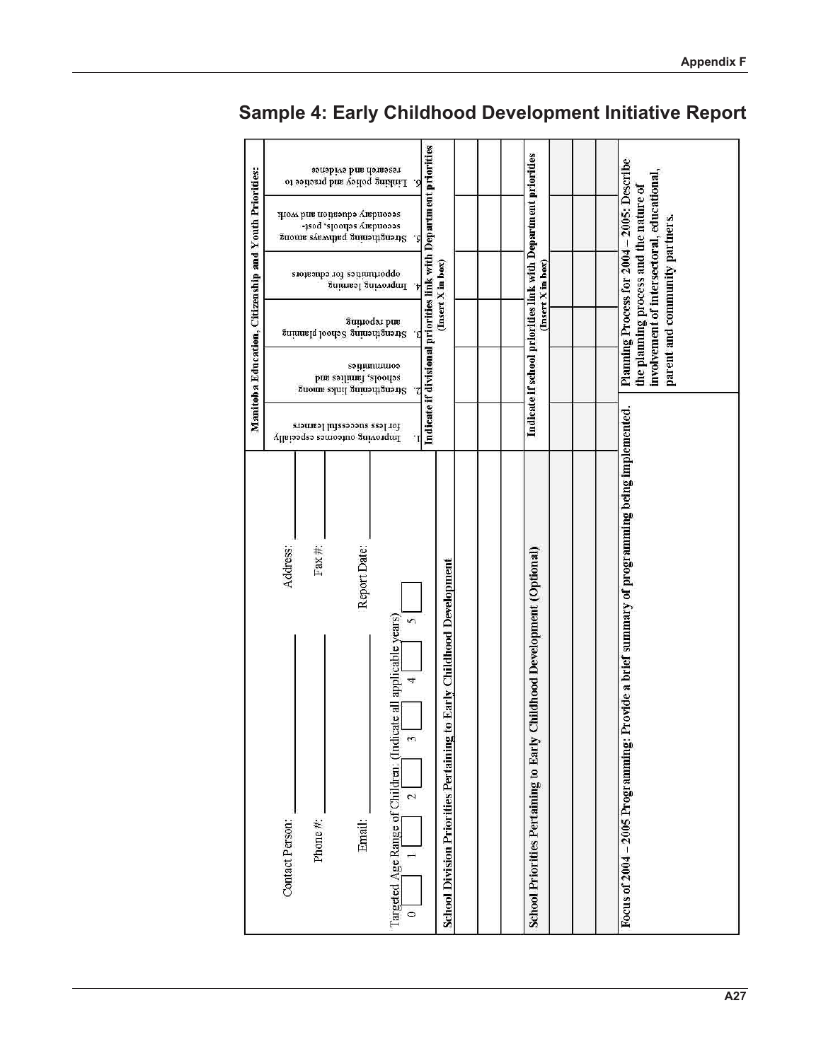## Sample 4: Early Childhood Development Initiative Report

Contact Person: ____________ Address: ____________

Phone #: ____________ Fax #: ____________

Email: ____________ Report Date: ____________

Targeted Age Range of Children: (Indicate all applicable years)

0 ☐ 1 ☐ 2 ☐ 3 ☐ 4 ☐ 5 ☐

**Manitoba Education, Citizenship and Youth Priorities:**

1. Improving outcomes especially for less successful learners
2. Strengthening links among schools, families and communities
3. Strengthening School planning and reporting
4. Improving learning opportunities for educators
5. Strengthening pathways among secondary schools, post-secondary education and work
6. Linking policy and practice to research and evidence

| School Division Priorities Pertaining to Early Childhood Development | Indicate if divisional priorities link with Department priorities (Insert X in box) | | | | | |
|---|---|---|---|---|---|---|
| | 1 | 2 | 3 | 4 | 5 | 6 |
| | | | | | | |
| | | | | | | |
| | | | | | | |
| | | | | | | |

| School Priorities Pertaining to Early Childhood Development (Optional) | Indicate if school priorities link with Department priorities (Insert X in box) | | | | | |
|---|---|---|---|---|---|---|
| | 1 | 2 | 3 | 4 | 5 | 6 |
| | | | | | | |
| | | | | | | |
| | | | | | | |
| | | | | | | |

| Focus of 2004 – 2005 Programming: Provide a brief summary of programming being implemented. | Planning Process for 2004 – 2005: Describe the planning process and the nature of involvement of intersectoral, educational, parent and community partners. |
|---|---|
| | |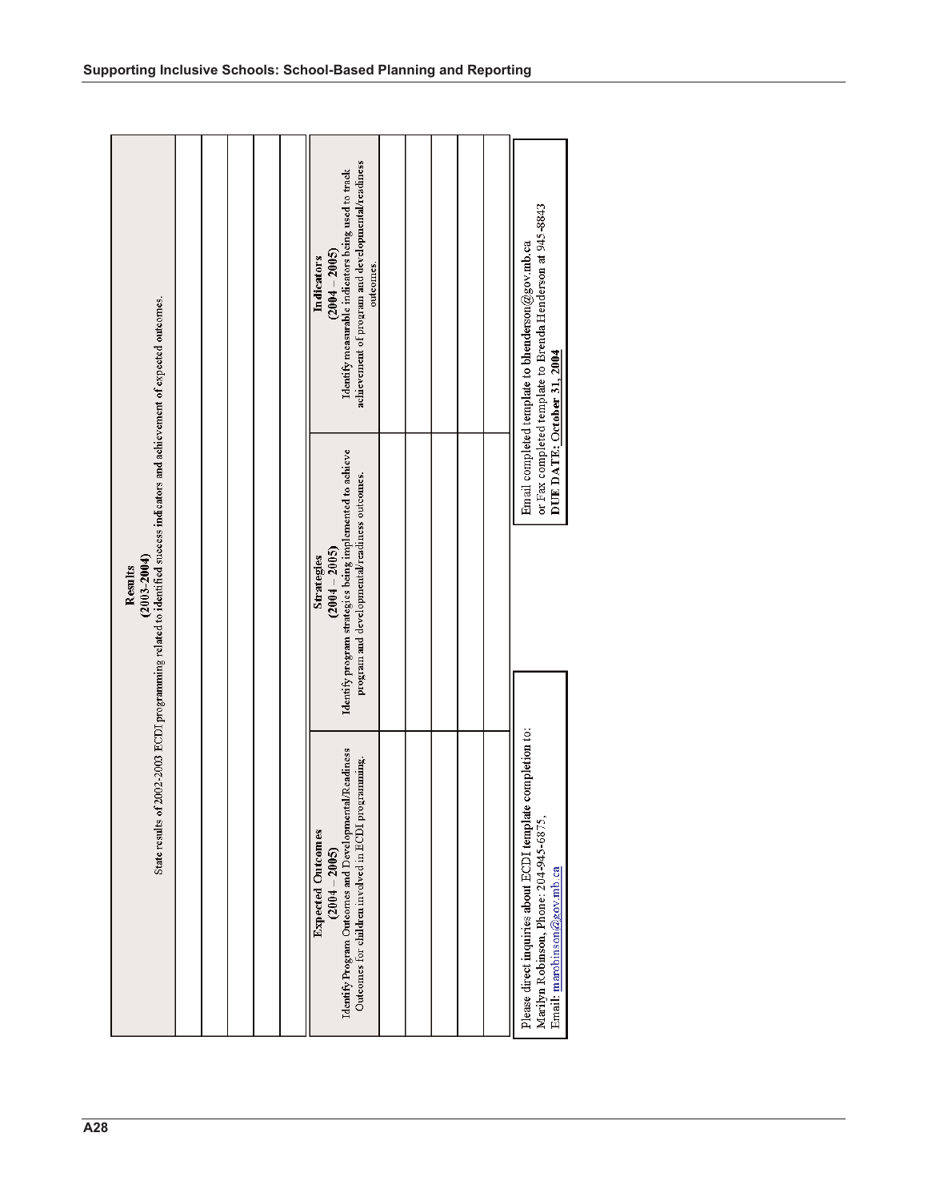| **Results (2003-2004)** State results of 2002-2003 ECDI programming related to identified success indicators and achievement of expected outcomes. | | |
|---|---|---|
| | | |
| | | |
| | | |
| | | |
| | | |

| **Expected Outcomes (2004 – 2005)** Identify Program Outcomes and Developmental/Readiness Outcomes for children involved in ECDI programming. | **Strategies (2004 – 2005)** Identify program strategies being implemented to achieve program and developmental/readiness outcomes. | **Indicators (2004 – 2005)** Identify measurable indicators being used to track achievement of program and developmental/readiness outcomes. |
|---|---|---|
| | | |
| | | |
| | | |
| | | |
| | | |

Please direct inquiries about ECDI template completion to:
Marilyn Robinson, Phone: 204-945-6875,
Email: marobinson@gov.mb.ca

Email completed template to bhenderson@gov.mb.ca
or Fax completed template to Brenda Henderson at 945-8843
**DUE DATE: October 31, 2004**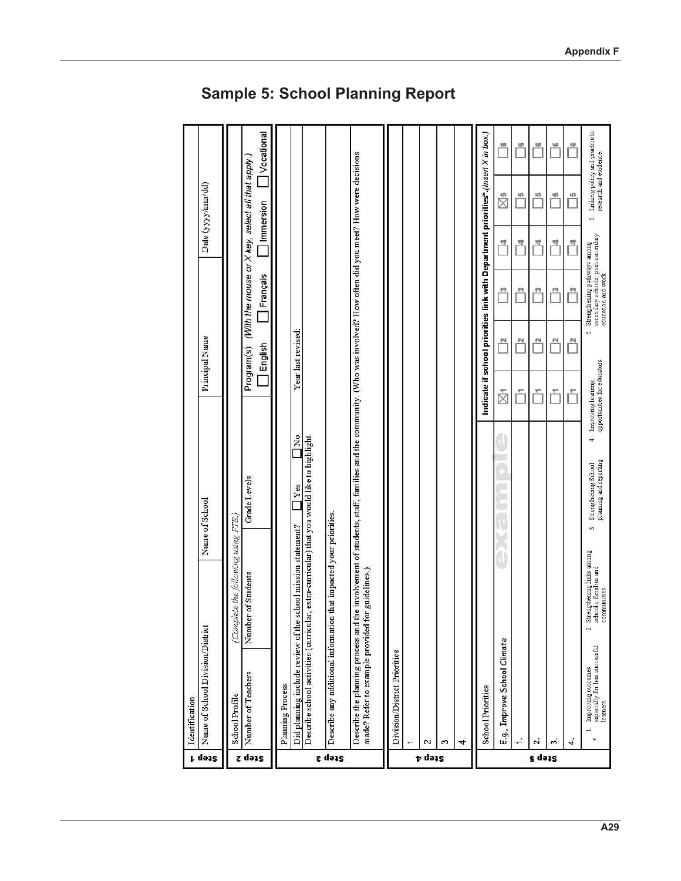# Sample 5: School Planning Report

**Step 1**

| Identification | | |
|---|---|---|
| Name of School Division/District | Name of School | Principal Name | Date (yyyy/mm/dd) |

**Step 2**

School Profile *(Complete the following using FTE.)*

| Number of Teachers | Number of Students | Grade Levels | Program(s) *(With the mouse or X key, select all that apply.)* |
|---|---|---|---|
| | | | ☐ English ☐ Français ☐ Immersion ☐ Vocational |

**Step 3**

Planning Process

Did planning include review of the school mission statement? ☐ Yes ☐ No Year last revised:

Describe school activities (curricular, extra-curricular) that you would like to highlight.

Describe any additional information that impacted your priorities.

Describe the planning process and the involvement of students, staff, families and the community. (Who was involved? How often did you meet? How were decisions made? Refer to example provided for guidelines.)

**Step 4**

Division/District Priorities

1.

2.

3.

4.

**Step 5**

| School Priorities | Indicate if school priorities link with Department priorities*. *(Insert X in box.)* | | | | | |
|---|---|---|---|---|---|---|
| E.g., Improve School Climate (example) | ☒1 | ☐2 | ☐3 | ☐4 | ☒5 | ☐6 |
| 1. | ☐1 | ☐2 | ☐3 | ☐4 | ☐5 | ☐6 |
| 2. | ☐1 | ☐2 | ☐3 | ☐4 | ☐5 | ☐6 |
| 3. | ☐1 | ☐2 | ☐3 | ☐4 | ☐5 | ☐6 |
| 4. | ☐1 | ☐2 | ☐3 | ☐4 | ☐5 | ☐6 |

\* 1. Improving outcomes especially for less successful learners 2. Strengthening links among schools, families and communities 3. Strengthening School planning and reporting 4. Improving learning opportunities for educators 5. Strengthening pathways among secondary schools, post-secondary education and work 6. Linking policy and practice to research and evidence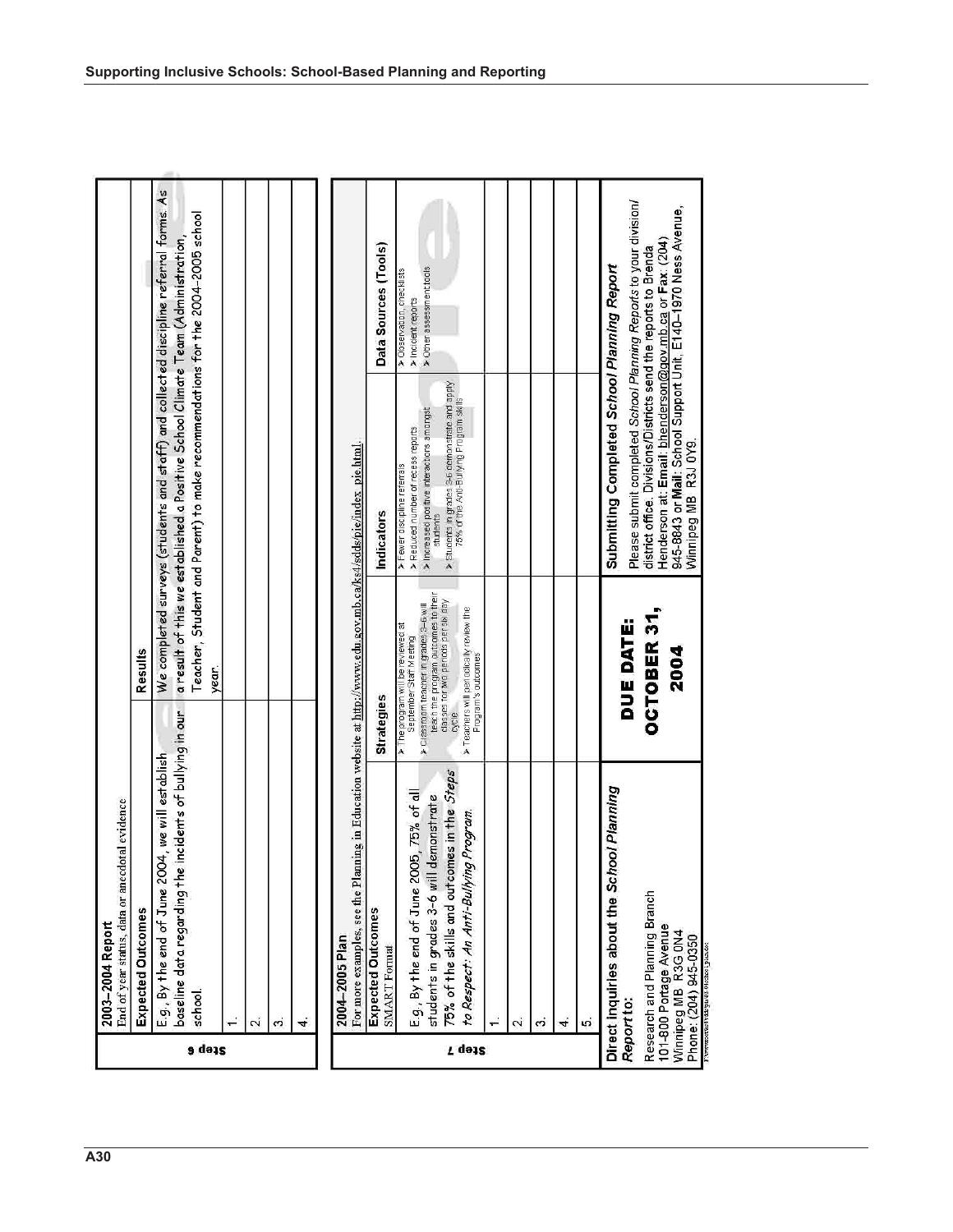## Step 6

**2003–2004 Report**
End of year status, data or anecdotal evidence

| Expected Outcomes | Results |
|---|---|
| E.g., By the end of June 2004, we will establish baseline data regarding the incidents of bullying in our school. | We completed surveys (students and staff) and collected discipline referral forms. As a result of this we established a Positive School Climate Team (Administration, Teacher, Student and Parent) to make recommendations for the 2004–2005 school year. |
| 1. | |
| 2. | |
| 3. | |
| 4. | |

## Step 7

**2004–2005 Plan**
For more examples, see the Planning in Education website at http://www.edu.gov.mb.ca/ks4/sdds/pie/index_pie.html.

| Expected Outcomes SMART Format | Strategies | Indicators | Data Sources (Tools) |
|---|---|---|---|
| E.g., By the end of June 2005, 75% of all students in grades 3-6 will demonstrate 75% of the skills and outcomes in the *Steps to Respect: An Anti-Bullying Program.* | ➢ The program will be reviewed at September Staff Meeting<br>➢ Classroom teacher in grades 3–6 will teach the program outcomes to their classes for two periods per six day cycle<br>➢ Teachers will periodically review the Program's outcomes | ➢ Fewer discipline referrals<br>➢ Reduced number of recess reports<br>➢ Increased positive interactions amongst students<br>➢ Students in grades 3–6 demonstrate and apply 75% of the Anti-Bullying Program skills | ➢ Observation, checklists<br>➢ Incident reports<br>➢ Other assessment tools |
| 1. | | | |
| 2. | | | |
| 3. | | | |
| 4. | | | |
| 5. | | | |

**Direct Inquiries about the *School Planning Report* to:**
Research and Planning Branch
101-800 Portage Avenue
Winnipeg MB R3G 0N4
Phone: (204) 945-0350

**DUE DATE: OCTOBER 31, 2004**

**Submitting Completed *School Planning Report***
Please submit completed *School Planning Reports* to your division/district office. Divisions/Districts send the reports to Brenda Henderson at: **Email**: bhenderson@gov.mb.ca or **Fax**: (204) 945-8843 or **Mail**: School Support Unit, E140-1970 Ness Avenue, Winnipeg MB R3J 0Y9.